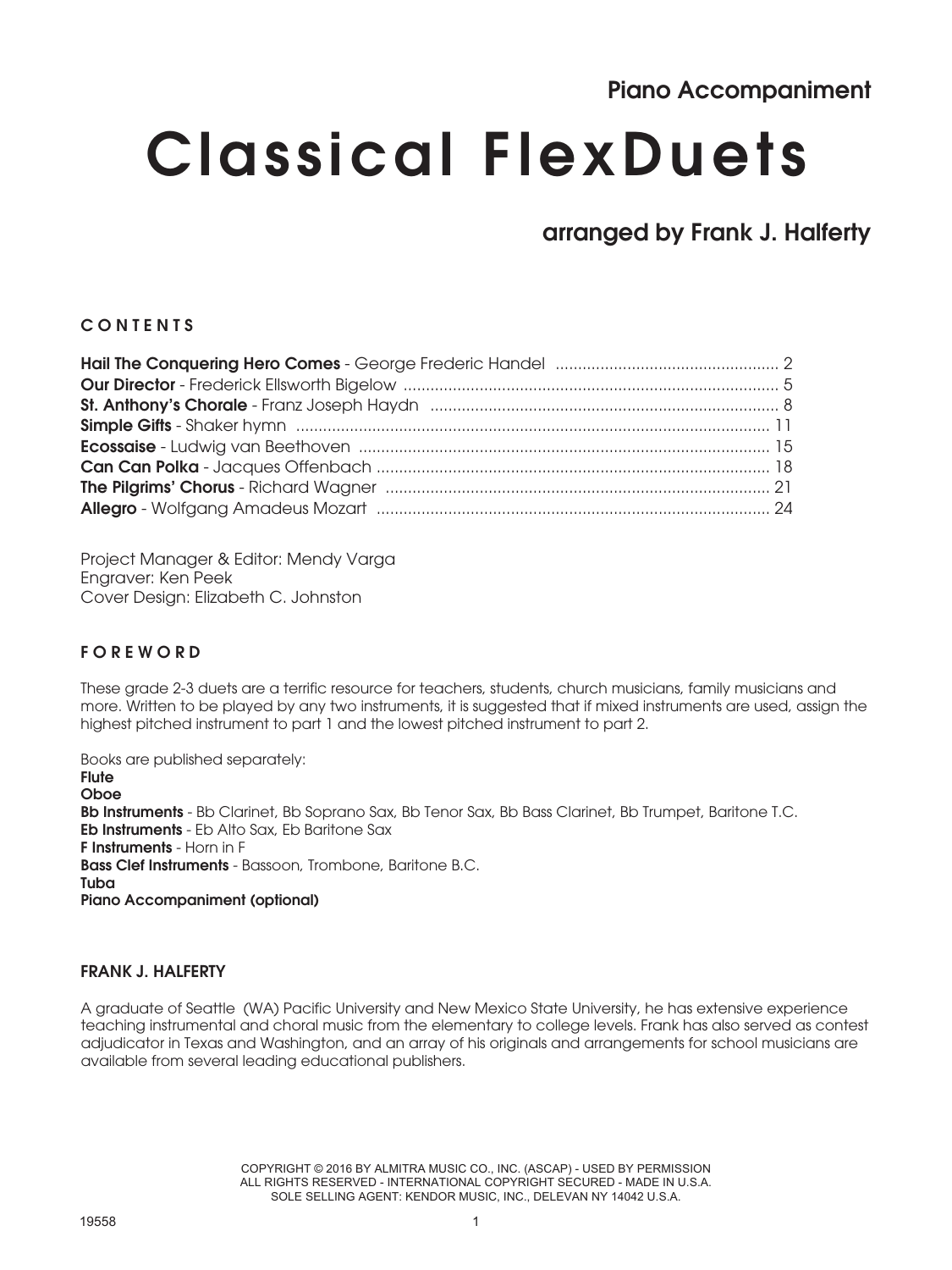Piano Accompaniment

# Classical FlexDuets

## arranged by Frank J. Halferty

### CONTENTS

**Hail The Conquering Hero Comes** - George Frederic Handel ........ 2
**Our Director** - Frederick Ellsworth Bigelow ........ 5
**St. Anthony's Chorale** - Franz Joseph Haydn ........ 8
**Simple Gifts** - Shaker hymn ........ 11
**Ecossaise** - Ludwig van Beethoven ........ 15
**Can Can Polka** - Jacques Offenbach ........ 18
**The Pilgrims' Chorus** - Richard Wagner ........ 21
**Allegro** - Wolfgang Amadeus Mozart ........ 24

Project Manager & Editor: Mendy Varga
Engraver: Ken Peek
Cover Design: Elizabeth C. Johnston

### FOREWORD

These grade 2-3 duets are a terrific resource for teachers, students, church musicians, family musicians and more. Written to be played by any two instruments, it is suggested that if mixed instruments are used, assign the highest pitched instrument to part 1 and the lowest pitched instrument to part 2.

Books are published separately:
**Flute**
**Oboe**
**Bb Instruments** - Bb Clarinet, Bb Soprano Sax, Bb Tenor Sax, Bb Bass Clarinet, Bb Trumpet, Baritone T.C.
**Eb Instruments** - Eb Alto Sax, Eb Baritone Sax
**F Instruments** - Horn in F
**Bass Clef Instruments** - Bassoon, Trombone, Baritone B.C.
**Tuba**
**Piano Accompaniment (optional)**

### FRANK J. HALFERTY

A graduate of Seattle (WA) Pacific University and New Mexico State University, he has extensive experience teaching instrumental and choral music from the elementary to college levels. Frank has also served as contest adjudicator in Texas and Washington, and an array of his originals and arrangements for school musicians are available from several leading educational publishers.

COPYRIGHT © 2016 BY ALMITRA MUSIC CO., INC. (ASCAP) - USED BY PERMISSION
ALL RIGHTS RESERVED - INTERNATIONAL COPYRIGHT SECURED - MADE IN U.S.A.
SOLE SELLING AGENT: KENDOR MUSIC, INC., DELEVAN NY 14042 U.S.A.

19558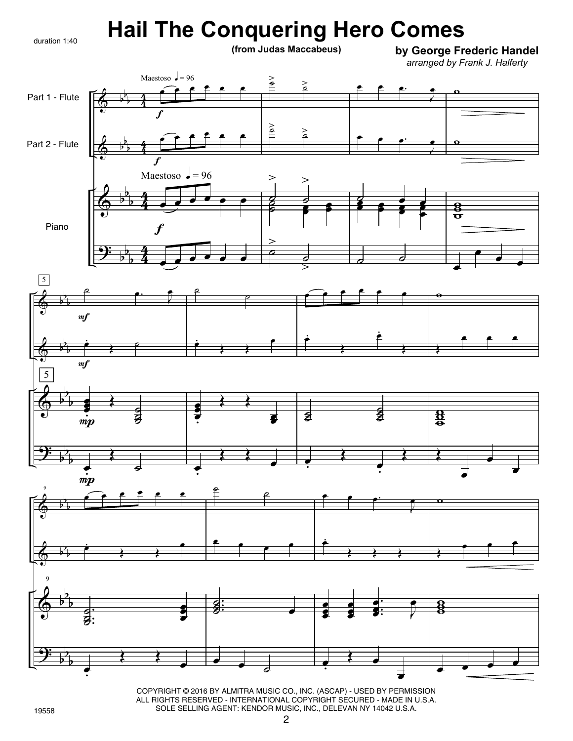# Hail The Conquering Hero Comes

duration 1:40

(from Judas Maccabeus)

**by George Frederic Handel**

*arranged by Frank J. Halferty*

Part 1 - Flute

Part 2 - Flute

Piano

Maestoso ♩ = 96

COPYRIGHT © 2016 BY ALMITRA MUSIC CO., INC. (ASCAP) - USED BY PERMISSION
ALL RIGHTS RESERVED - INTERNATIONAL COPYRIGHT SECURED - MADE IN U.S.A.
SOLE SELLING AGENT: KENDOR MUSIC, INC., DELEVAN NY 14042 U.S.A.

19558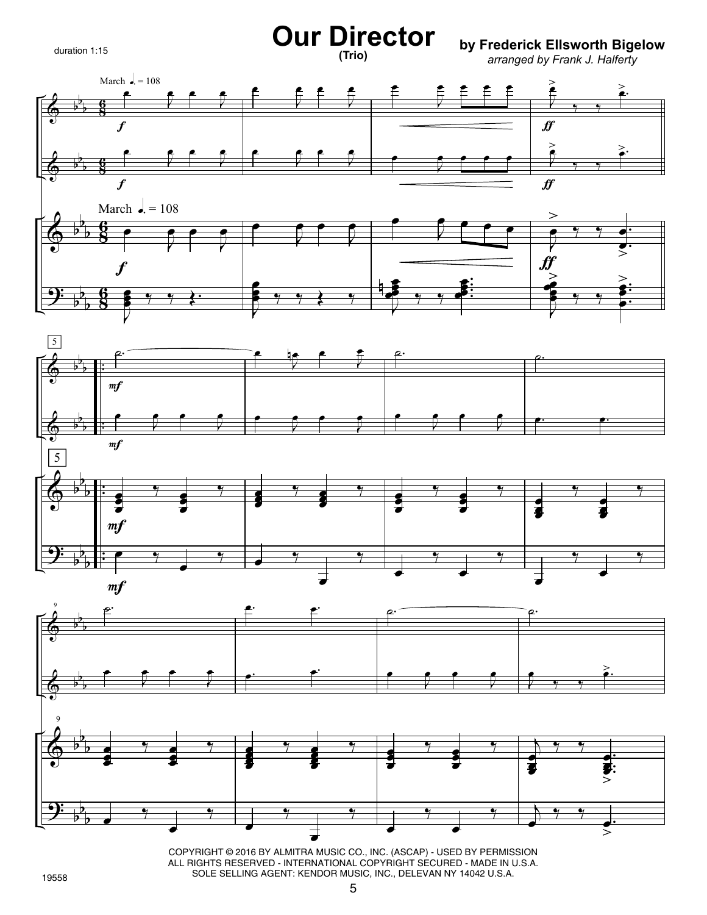duration 1:15

# Our Director

**(Trio)**

**by Frederick Ellsworth Bigelow**

*arranged by Frank J. Halferty*

March ♩. = 108

COPYRIGHT © 2016 BY ALMITRA MUSIC CO., INC. (ASCAP) - USED BY PERMISSION
ALL RIGHTS RESERVED - INTERNATIONAL COPYRIGHT SECURED - MADE IN U.S.A.
SOLE SELLING AGENT: KENDOR MUSIC, INC., DELEVAN NY 14042 U.S.A.

19558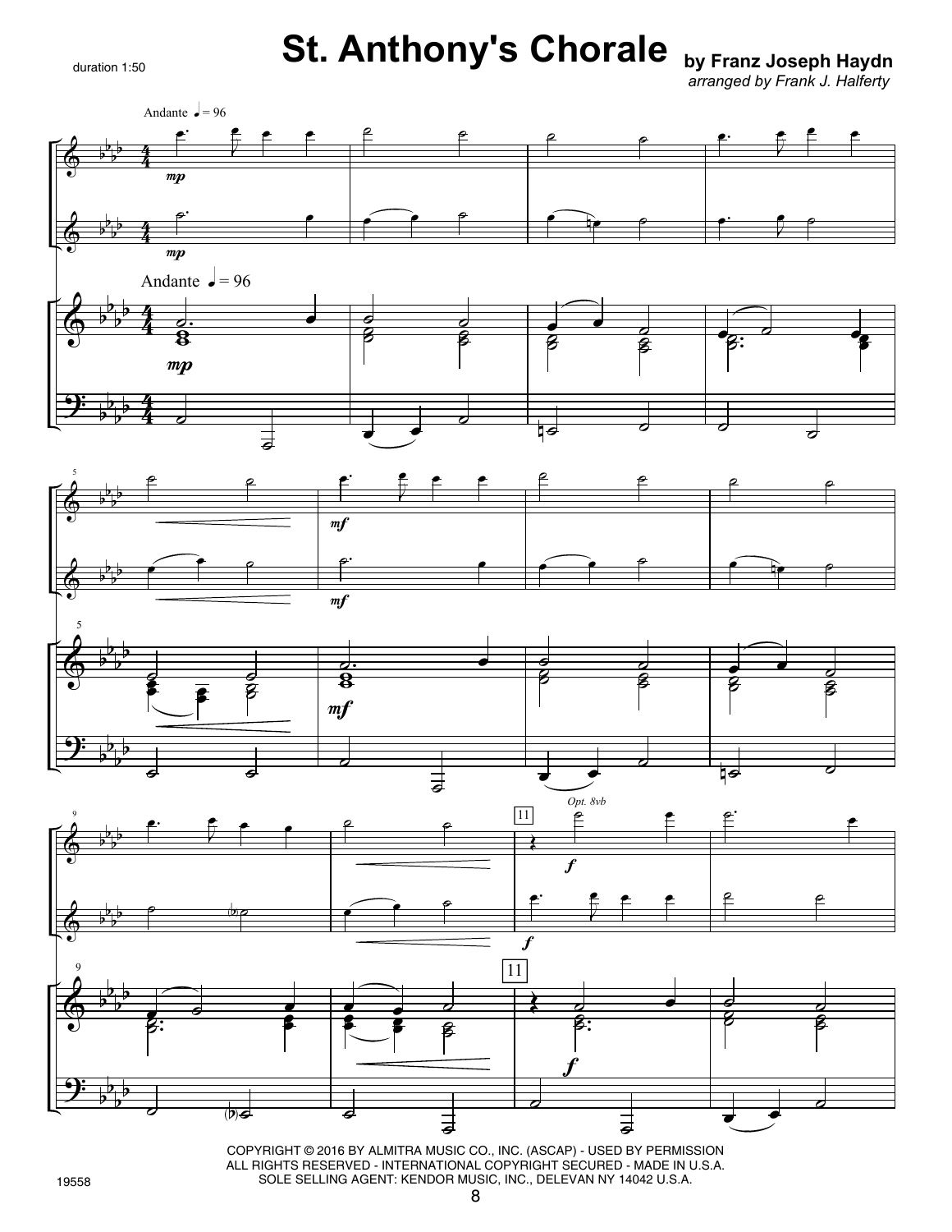# St. Anthony's Chorale

duration 1:50

**by Franz Joseph Haydn**

*arranged by Frank J. Halferty*

COPYRIGHT © 2016 BY ALMITRA MUSIC CO., INC. (ASCAP) - USED BY PERMISSION
ALL RIGHTS RESERVED - INTERNATIONAL COPYRIGHT SECURED - MADE IN U.S.A.
SOLE SELLING AGENT: KENDOR MUSIC, INC., DELEVAN NY 14042 U.S.A.

19558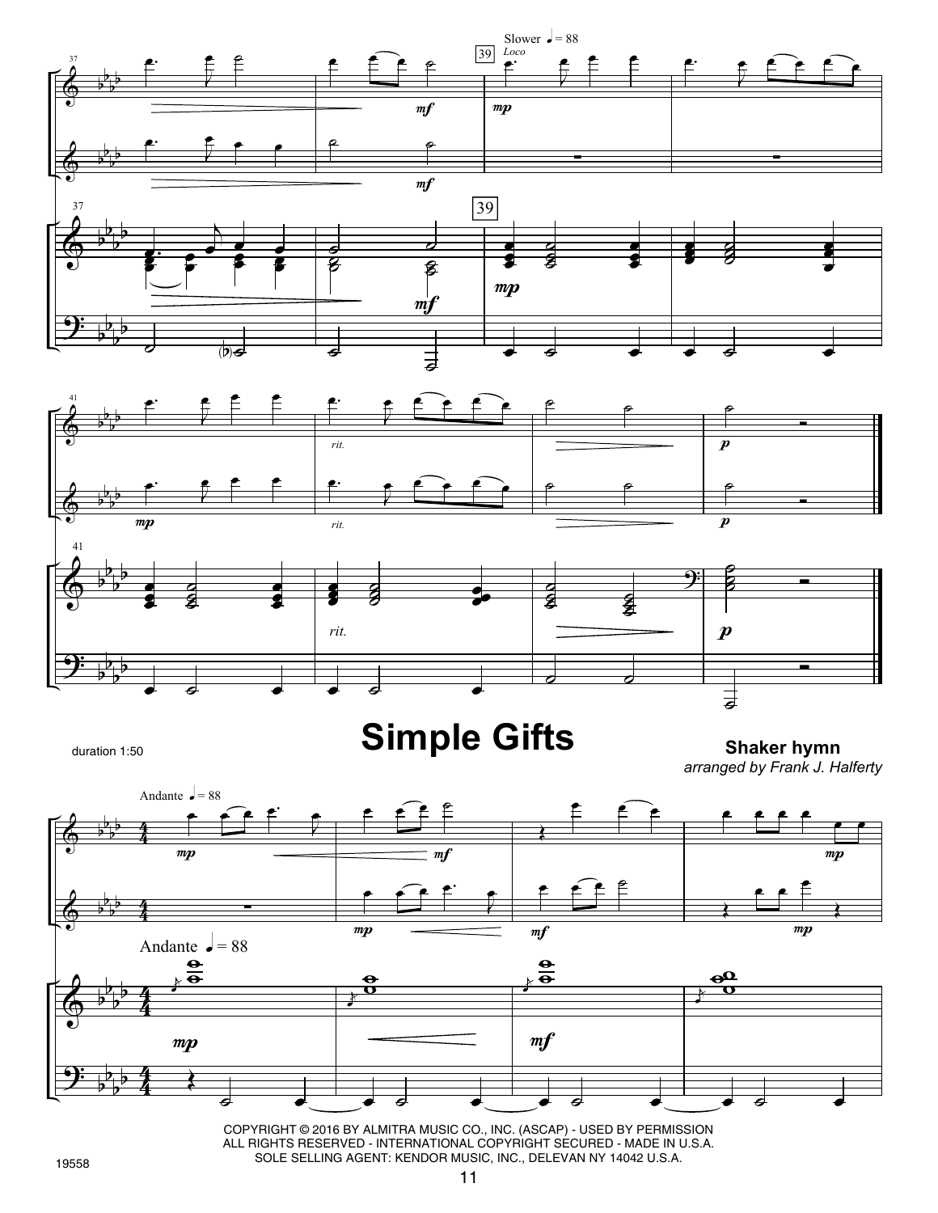# Simple Gifts

duration 1:50

**Shaker hymn**

*arranged by Frank J. Halferty*

COPYRIGHT © 2016 BY ALMITRA MUSIC CO., INC. (ASCAP) - USED BY PERMISSION
ALL RIGHTS RESERVED - INTERNATIONAL COPYRIGHT SECURED - MADE IN U.S.A.
SOLE SELLING AGENT: KENDOR MUSIC, INC., DELEVAN NY 14042 U.S.A.

19558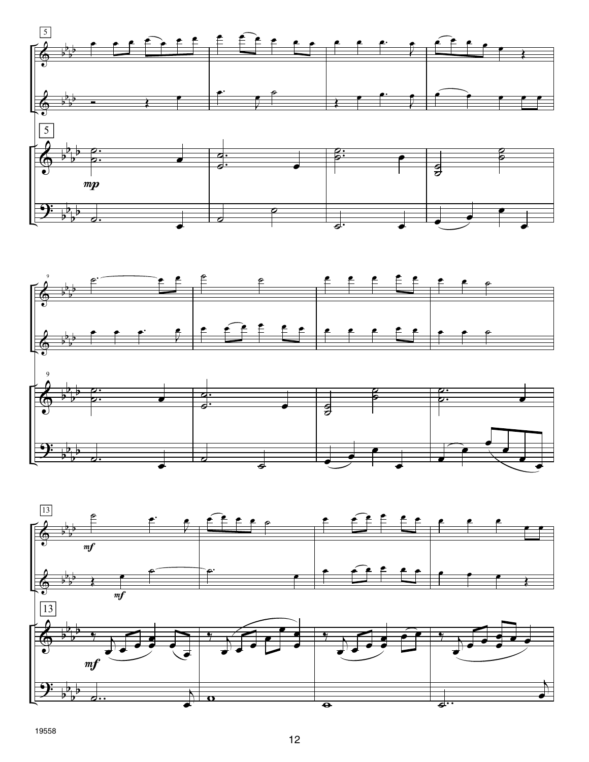5

5

*mp*

9

9

13

*mf*

*mf*

13

*mf*

19558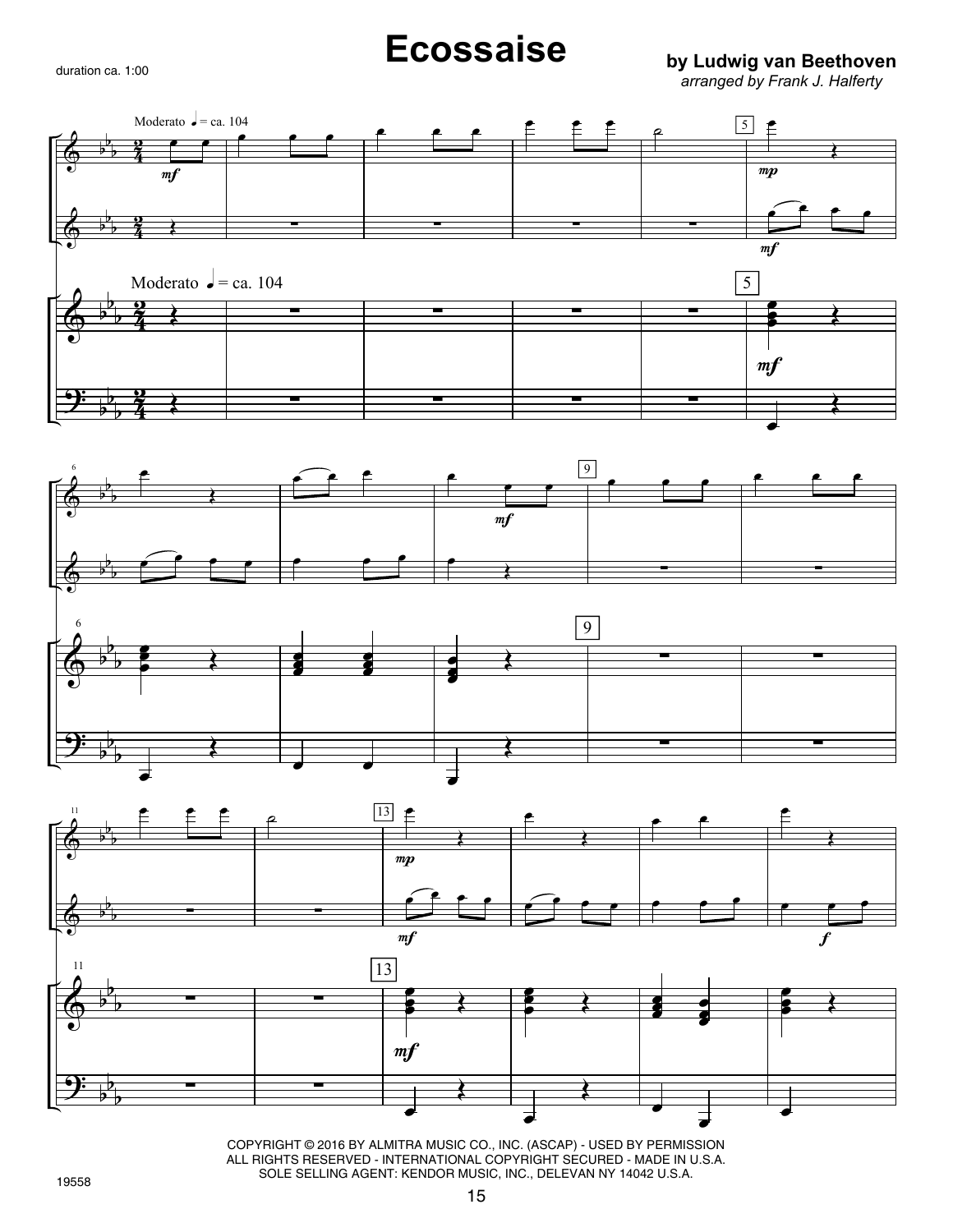# Ecossaise

duration ca. 1:00

**by Ludwig van Beethoven**

*arranged by Frank J. Halferty*

COPYRIGHT © 2016 BY ALMITRA MUSIC CO., INC. (ASCAP) - USED BY PERMISSION
ALL RIGHTS RESERVED - INTERNATIONAL COPYRIGHT SECURED - MADE IN U.S.A.
SOLE SELLING AGENT: KENDOR MUSIC, INC., DELEVAN NY 14042 U.S.A.

19558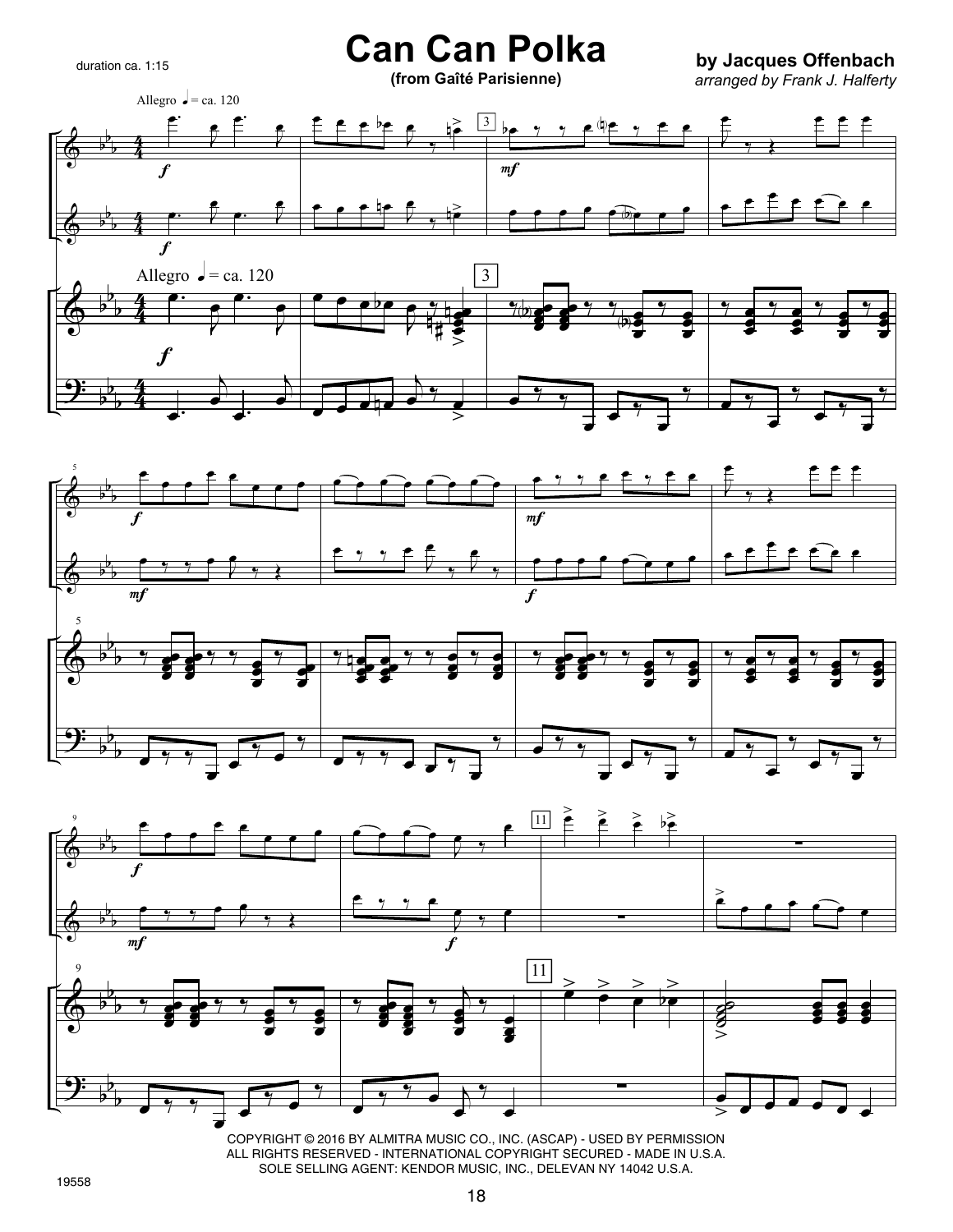# Can Can Polka

**(from Gaîté Parisienne)**

duration ca. 1:15

**by Jacques Offenbach**

*arranged by Frank J. Halferty*

COPYRIGHT © 2016 BY ALMITRA MUSIC CO., INC. (ASCAP) - USED BY PERMISSION
ALL RIGHTS RESERVED - INTERNATIONAL COPYRIGHT SECURED - MADE IN U.S.A.
SOLE SELLING AGENT: KENDOR MUSIC, INC., DELEVAN NY 14042 U.S.A.

19558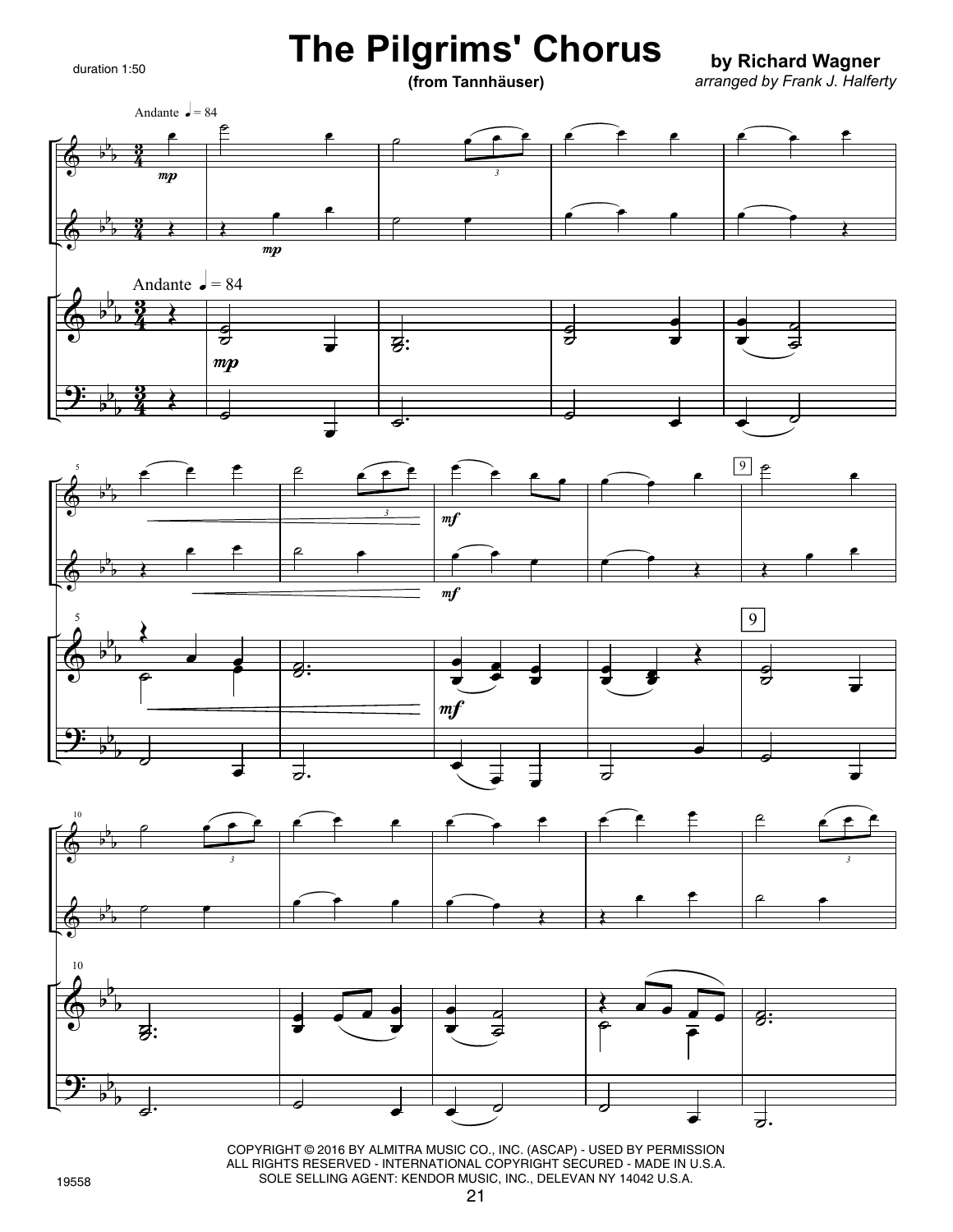# The Pilgrims' Chorus

**(from Tannhäuser)**

**by Richard Wagner**

*arranged by Frank J. Halferty*

duration 1:50

COPYRIGHT © 2016 BY ALMITRA MUSIC CO., INC. (ASCAP) - USED BY PERMISSION
ALL RIGHTS RESERVED - INTERNATIONAL COPYRIGHT SECURED - MADE IN U.S.A.
SOLE SELLING AGENT: KENDOR MUSIC, INC., DELEVAN NY 14042 U.S.A.

19558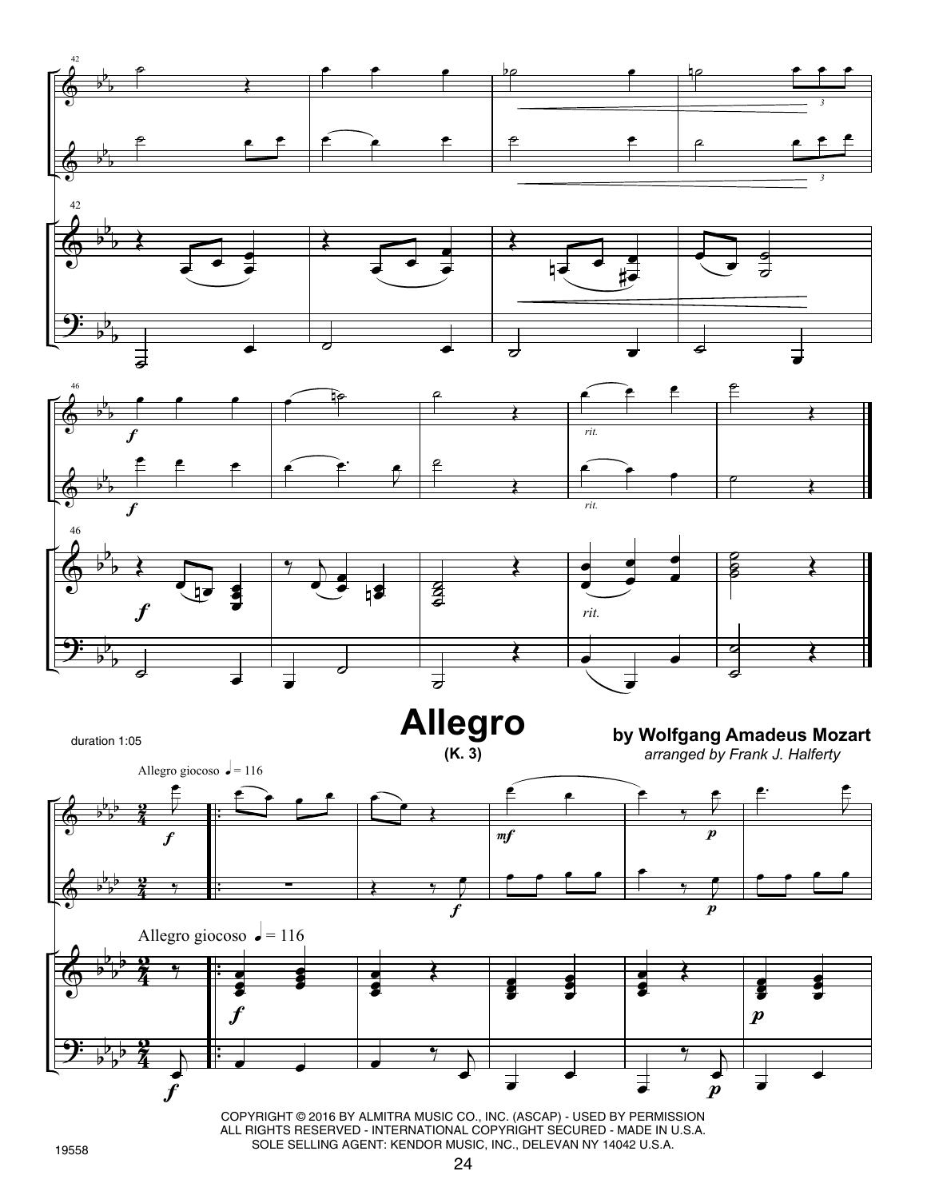duration 1:05

# Allegro

**(K. 3)**

**by Wolfgang Amadeus Mozart**

*arranged by Frank J. Halferty*

Allegro giocoso ♩= 116

COPYRIGHT © 2016 BY ALMITRA MUSIC CO., INC. (ASCAP) - USED BY PERMISSION
ALL RIGHTS RESERVED - INTERNATIONAL COPYRIGHT SECURED - MADE IN U.S.A.
SOLE SELLING AGENT: KENDOR MUSIC, INC., DELEVAN NY 14042 U.S.A.

19558